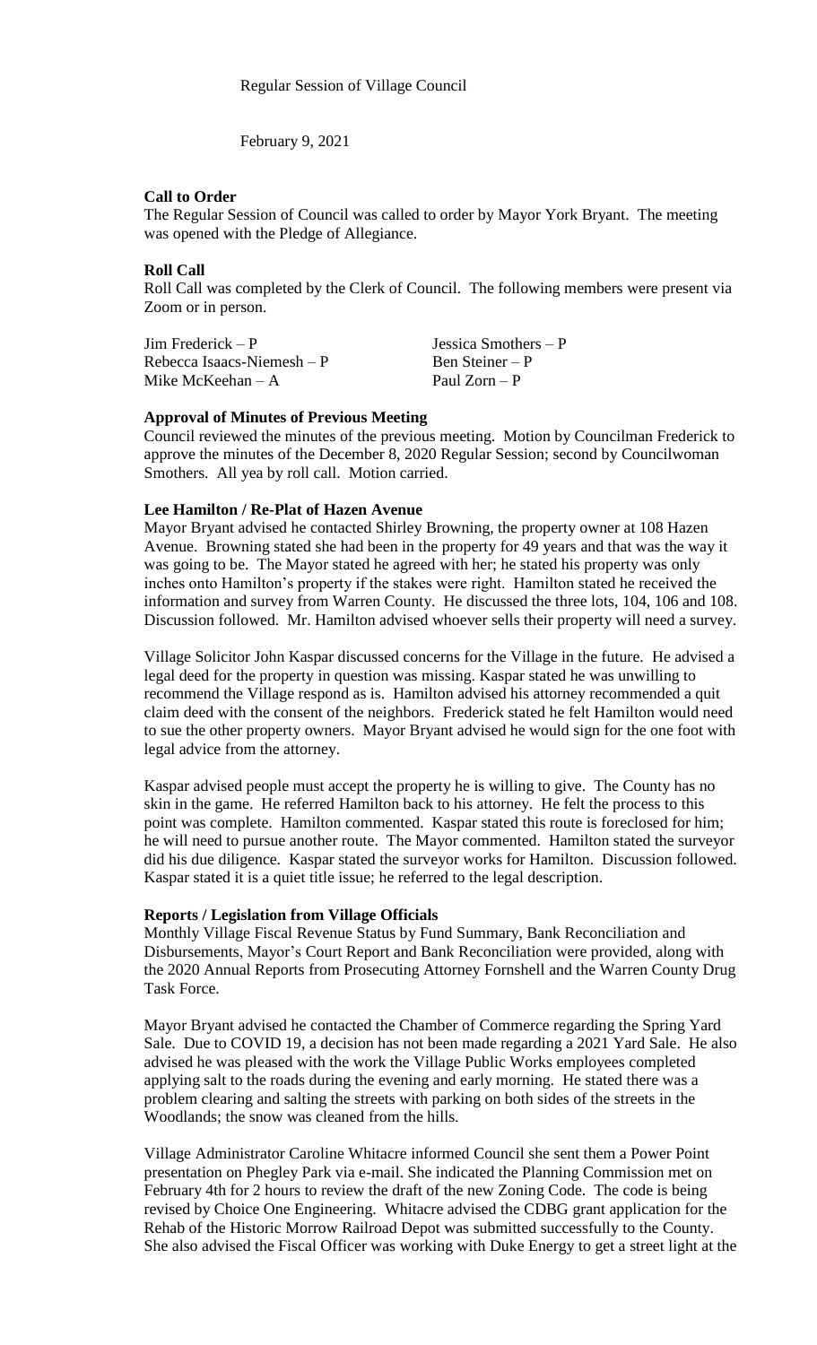Regular Session of Village Council

February 9, 2021

**Call to Order**

The Regular Session of Council was called to order by Mayor York Bryant. The meeting was opened with the Pledge of Allegiance.

**Roll Call**

Roll Call was completed by the Clerk of Council. The following members were present via Zoom or in person.

| | |
|---|---|
| Jim Frederick – P | Jessica Smothers – P |
| Rebecca Isaacs-Niemesh – P | Ben Steiner – P |
| Mike McKeehan – A | Paul Zorn – P |

**Approval of Minutes of Previous Meeting**

Council reviewed the minutes of the previous meeting. Motion by Councilman Frederick to approve the minutes of the December 8, 2020 Regular Session; second by Councilwoman Smothers. All yea by roll call. Motion carried.

**Lee Hamilton / Re-Plat of Hazen Avenue**

Mayor Bryant advised he contacted Shirley Browning, the property owner at 108 Hazen Avenue. Browning stated she had been in the property for 49 years and that was the way it was going to be. The Mayor stated he agreed with her; he stated his property was only inches onto Hamilton's property if the stakes were right. Hamilton stated he received the information and survey from Warren County. He discussed the three lots, 104, 106 and 108. Discussion followed. Mr. Hamilton advised whoever sells their property will need a survey.

Village Solicitor John Kaspar discussed concerns for the Village in the future. He advised a legal deed for the property in question was missing. Kaspar stated he was unwilling to recommend the Village respond as is. Hamilton advised his attorney recommended a quit claim deed with the consent of the neighbors. Frederick stated he felt Hamilton would need to sue the other property owners. Mayor Bryant advised he would sign for the one foot with legal advice from the attorney.

Kaspar advised people must accept the property he is willing to give. The County has no skin in the game. He referred Hamilton back to his attorney. He felt the process to this point was complete. Hamilton commented. Kaspar stated this route is foreclosed for him; he will need to pursue another route. The Mayor commented. Hamilton stated the surveyor did his due diligence. Kaspar stated the surveyor works for Hamilton. Discussion followed. Kaspar stated it is a quiet title issue; he referred to the legal description.

**Reports / Legislation from Village Officials**

Monthly Village Fiscal Revenue Status by Fund Summary, Bank Reconciliation and Disbursements, Mayor's Court Report and Bank Reconciliation were provided, along with the 2020 Annual Reports from Prosecuting Attorney Fornshell and the Warren County Drug Task Force.

Mayor Bryant advised he contacted the Chamber of Commerce regarding the Spring Yard Sale. Due to COVID 19, a decision has not been made regarding a 2021 Yard Sale. He also advised he was pleased with the work the Village Public Works employees completed applying salt to the roads during the evening and early morning. He stated there was a problem clearing and salting the streets with parking on both sides of the streets in the Woodlands; the snow was cleaned from the hills.

Village Administrator Caroline Whitacre informed Council she sent them a Power Point presentation on Phegley Park via e-mail. She indicated the Planning Commission met on February 4th for 2 hours to review the draft of the new Zoning Code. The code is being revised by Choice One Engineering. Whitacre advised the CDBG grant application for the Rehab of the Historic Morrow Railroad Depot was submitted successfully to the County. She also advised the Fiscal Officer was working with Duke Energy to get a street light at the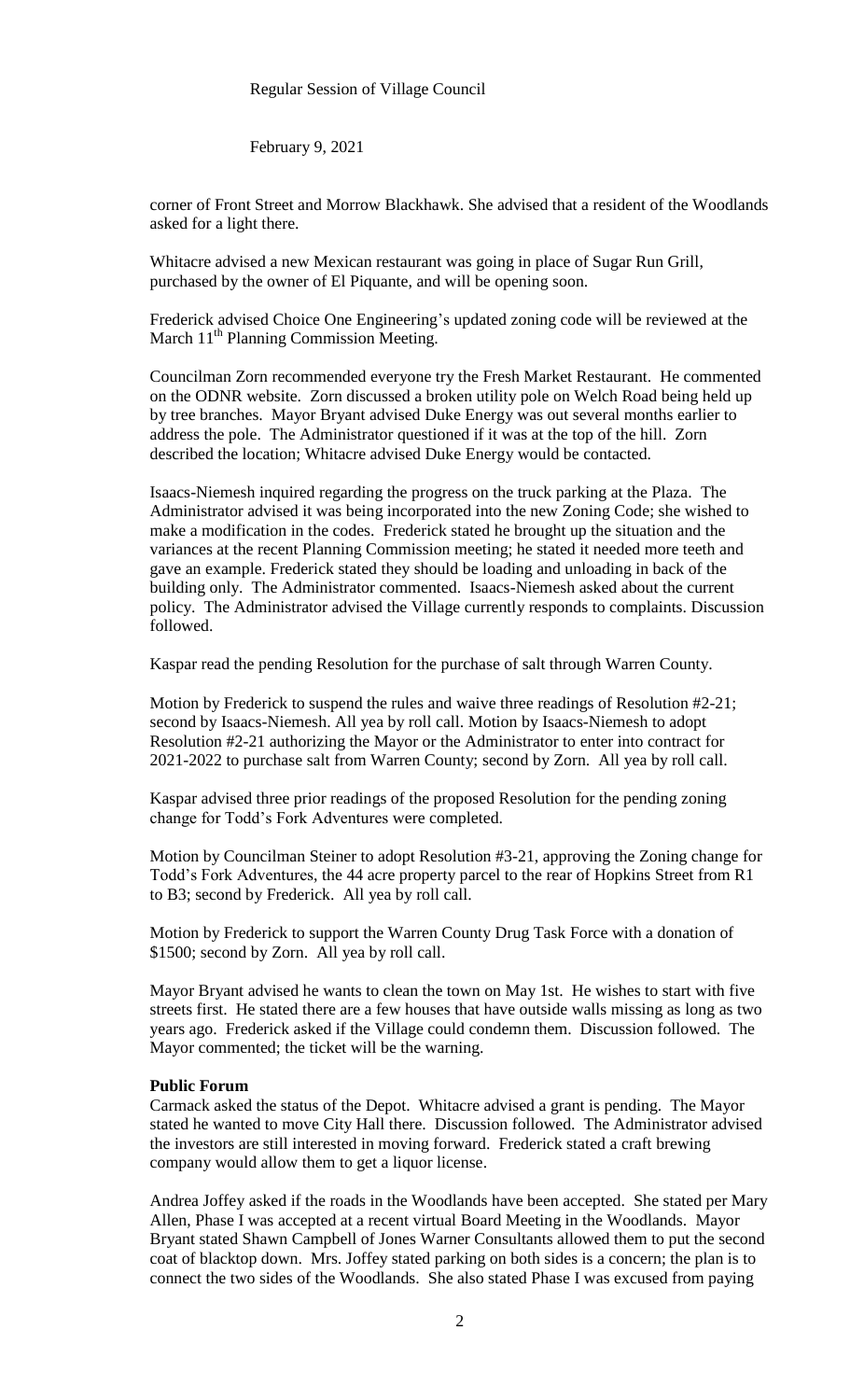corner of Front Street and Morrow Blackhawk. She advised that a resident of the Woodlands asked for a light there.

Whitacre advised a new Mexican restaurant was going in place of Sugar Run Grill, purchased by the owner of El Piquante, and will be opening soon.

Frederick advised Choice One Engineering's updated zoning code will be reviewed at the March 11th Planning Commission Meeting.

Councilman Zorn recommended everyone try the Fresh Market Restaurant. He commented on the ODNR website. Zorn discussed a broken utility pole on Welch Road being held up by tree branches. Mayor Bryant advised Duke Energy was out several months earlier to address the pole. The Administrator questioned if it was at the top of the hill. Zorn described the location; Whitacre advised Duke Energy would be contacted.

Isaacs-Niemesh inquired regarding the progress on the truck parking at the Plaza. The Administrator advised it was being incorporated into the new Zoning Code; she wished to make a modification in the codes. Frederick stated he brought up the situation and the variances at the recent Planning Commission meeting; he stated it needed more teeth and gave an example. Frederick stated they should be loading and unloading in back of the building only. The Administrator commented. Isaacs-Niemesh asked about the current policy. The Administrator advised the Village currently responds to complaints. Discussion followed.

Kaspar read the pending Resolution for the purchase of salt through Warren County.

Motion by Frederick to suspend the rules and waive three readings of Resolution #2-21; second by Isaacs-Niemesh. All yea by roll call. Motion by Isaacs-Niemesh to adopt Resolution #2-21 authorizing the Mayor or the Administrator to enter into contract for 2021-2022 to purchase salt from Warren County; second by Zorn. All yea by roll call.

Kaspar advised three prior readings of the proposed Resolution for the pending zoning change for Todd's Fork Adventures were completed.

Motion by Councilman Steiner to adopt Resolution #3-21, approving the Zoning change for Todd's Fork Adventures, the 44 acre property parcel to the rear of Hopkins Street from R1 to B3; second by Frederick. All yea by roll call.

Motion by Frederick to support the Warren County Drug Task Force with a donation of $1500; second by Zorn. All yea by roll call.

Mayor Bryant advised he wants to clean the town on May 1st. He wishes to start with five streets first. He stated there are a few houses that have outside walls missing as long as two years ago. Frederick asked if the Village could condemn them. Discussion followed. The Mayor commented; the ticket will be the warning.

**Public Forum**

Carmack asked the status of the Depot. Whitacre advised a grant is pending. The Mayor stated he wanted to move City Hall there. Discussion followed. The Administrator advised the investors are still interested in moving forward. Frederick stated a craft brewing company would allow them to get a liquor license.

Andrea Joffey asked if the roads in the Woodlands have been accepted. She stated per Mary Allen, Phase I was accepted at a recent virtual Board Meeting in the Woodlands. Mayor Bryant stated Shawn Campbell of Jones Warner Consultants allowed them to put the second coat of blacktop down. Mrs. Joffey stated parking on both sides is a concern; the plan is to connect the two sides of the Woodlands. She also stated Phase I was excused from paying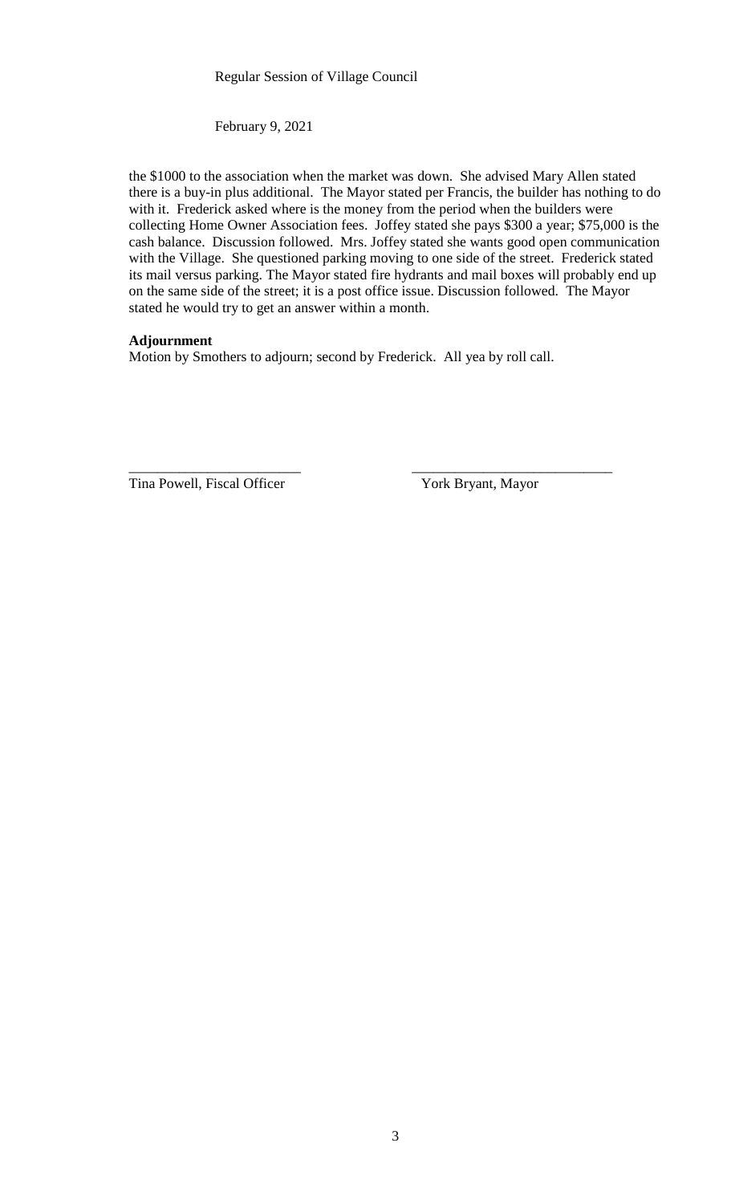the $1000 to the association when the market was down. She advised Mary Allen stated there is a buy-in plus additional. The Mayor stated per Francis, the builder has nothing to do with it. Frederick asked where is the money from the period when the builders were collecting Home Owner Association fees. Joffey stated she pays $300 a year; $75,000 is the cash balance. Discussion followed. Mrs. Joffey stated she wants good open communication with the Village. She questioned parking moving to one side of the street. Frederick stated its mail versus parking. The Mayor stated fire hydrants and mail boxes will probably end up on the same side of the street; it is a post office issue. Discussion followed. The Mayor stated he would try to get an answer within a month.

**Adjournment**

Motion by Smothers to adjourn; second by Frederick. All yea by roll call.

\_\_\_\_\_\_\_\_\_\_\_\_\_\_\_\_\_\_\_\_\_\_\_\_ \_\_\_\_\_\_\_\_\_\_\_\_\_\_\_\_\_\_\_\_\_\_\_\_\_\_\_\_

Tina Powell, Fiscal Officer York Bryant, Mayor